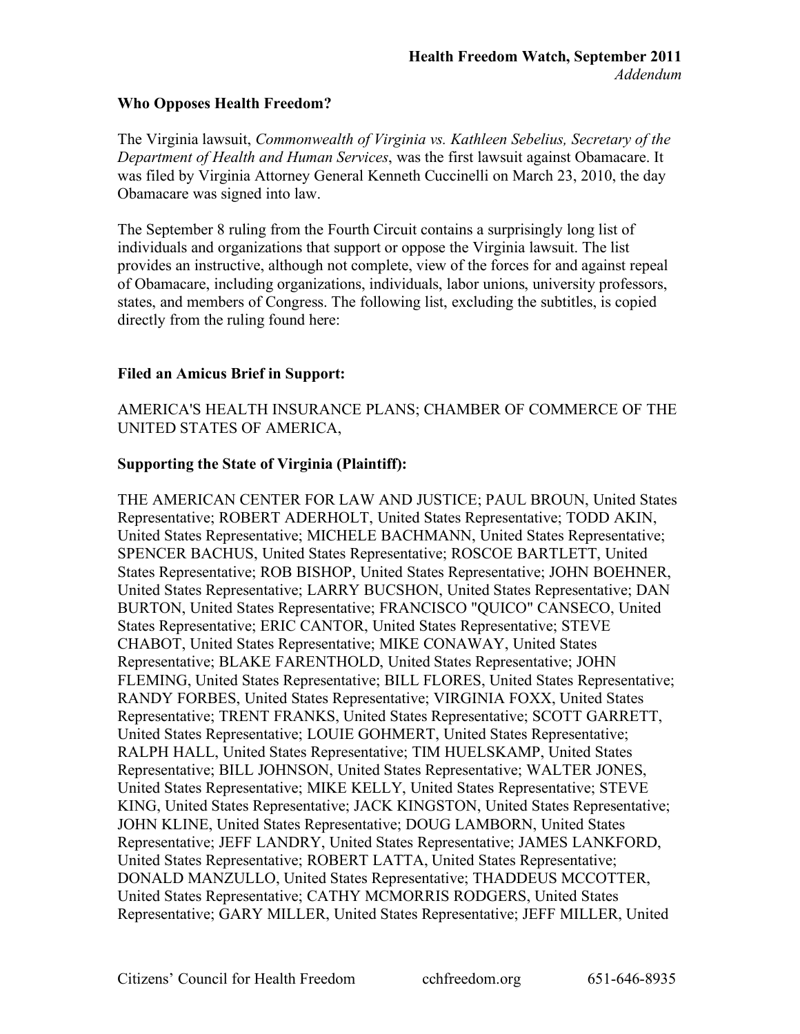**Health Freedom Watch, September 2011**
*Addendum*

**Who Opposes Health Freedom?**

The Virginia lawsuit, *Commonwealth of Virginia vs. Kathleen Sebelius, Secretary of the Department of Health and Human Services*, was the first lawsuit against Obamacare. It was filed by Virginia Attorney General Kenneth Cuccinelli on March 23, 2010, the day Obamacare was signed into law.

The September 8 ruling from the Fourth Circuit contains a surprisingly long list of individuals and organizations that support or oppose the Virginia lawsuit. The list provides an instructive, although not complete, view of the forces for and against repeal of Obamacare, including organizations, individuals, labor unions, university professors, states, and members of Congress. The following list, excluding the subtitles, is copied directly from the ruling found here:

**Filed an Amicus Brief in Support:**

AMERICA'S HEALTH INSURANCE PLANS; CHAMBER OF COMMERCE OF THE UNITED STATES OF AMERICA,

**Supporting the State of Virginia (Plaintiff):**

THE AMERICAN CENTER FOR LAW AND JUSTICE; PAUL BROUN, United States Representative; ROBERT ADERHOLT, United States Representative; TODD AKIN, United States Representative; MICHELE BACHMANN, United States Representative; SPENCER BACHUS, United States Representative; ROSCOE BARTLETT, United States Representative; ROB BISHOP, United States Representative; JOHN BOEHNER, United States Representative; LARRY BUCSHON, United States Representative; DAN BURTON, United States Representative; FRANCISCO "QUICO" CANSECO, United States Representative; ERIC CANTOR, United States Representative; STEVE CHABOT, United States Representative; MIKE CONAWAY, United States Representative; BLAKE FARENTHOLD, United States Representative; JOHN FLEMING, United States Representative; BILL FLORES, United States Representative; RANDY FORBES, United States Representative; VIRGINIA FOXX, United States Representative; TRENT FRANKS, United States Representative; SCOTT GARRETT, United States Representative; LOUIE GOHMERT, United States Representative; RALPH HALL, United States Representative; TIM HUELSKAMP, United States Representative; BILL JOHNSON, United States Representative; WALTER JONES, United States Representative; MIKE KELLY, United States Representative; STEVE KING, United States Representative; JACK KINGSTON, United States Representative; JOHN KLINE, United States Representative; DOUG LAMBORN, United States Representative; JEFF LANDRY, United States Representative; JAMES LANKFORD, United States Representative; ROBERT LATTA, United States Representative; DONALD MANZULLO, United States Representative; THADDEUS MCCOTTER, United States Representative; CATHY MCMORRIS RODGERS, United States Representative; GARY MILLER, United States Representative; JEFF MILLER, United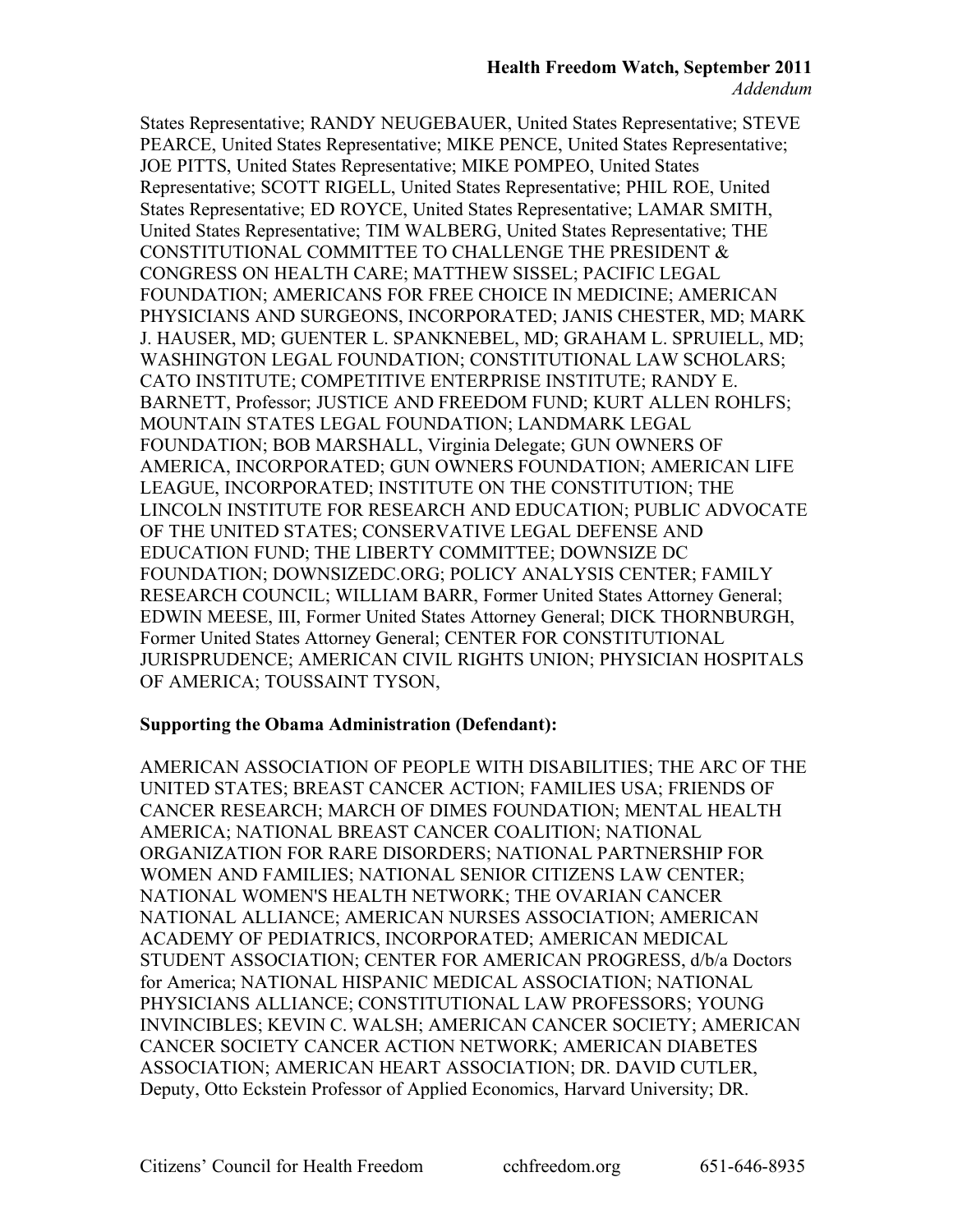States Representative; RANDY NEUGEBAUER, United States Representative; STEVE PEARCE, United States Representative; MIKE PENCE, United States Representative; JOE PITTS, United States Representative; MIKE POMPEO, United States Representative; SCOTT RIGELL, United States Representative; PHIL ROE, United States Representative; ED ROYCE, United States Representative; LAMAR SMITH, United States Representative; TIM WALBERG, United States Representative; THE CONSTITUTIONAL COMMITTEE TO CHALLENGE THE PRESIDENT & CONGRESS ON HEALTH CARE; MATTHEW SISSEL; PACIFIC LEGAL FOUNDATION; AMERICANS FOR FREE CHOICE IN MEDICINE; AMERICAN PHYSICIANS AND SURGEONS, INCORPORATED; JANIS CHESTER, MD; MARK J. HAUSER, MD; GUENTER L. SPANKNEBEL, MD; GRAHAM L. SPRUIELL, MD; WASHINGTON LEGAL FOUNDATION; CONSTITUTIONAL LAW SCHOLARS; CATO INSTITUTE; COMPETITIVE ENTERPRISE INSTITUTE; RANDY E. BARNETT, Professor; JUSTICE AND FREEDOM FUND; KURT ALLEN ROHLFS; MOUNTAIN STATES LEGAL FOUNDATION; LANDMARK LEGAL FOUNDATION; BOB MARSHALL, Virginia Delegate; GUN OWNERS OF AMERICA, INCORPORATED; GUN OWNERS FOUNDATION; AMERICAN LIFE LEAGUE, INCORPORATED; INSTITUTE ON THE CONSTITUTION; THE LINCOLN INSTITUTE FOR RESEARCH AND EDUCATION; PUBLIC ADVOCATE OF THE UNITED STATES; CONSERVATIVE LEGAL DEFENSE AND EDUCATION FUND; THE LIBERTY COMMITTEE; DOWNSIZE DC FOUNDATION; DOWNSIZEDC.ORG; POLICY ANALYSIS CENTER; FAMILY RESEARCH COUNCIL; WILLIAM BARR, Former United States Attorney General; EDWIN MEESE, III, Former United States Attorney General; DICK THORNBURGH, Former United States Attorney General; CENTER FOR CONSTITUTIONAL JURISPRUDENCE; AMERICAN CIVIL RIGHTS UNION; PHYSICIAN HOSPITALS OF AMERICA; TOUSSAINT TYSON,

**Supporting the Obama Administration (Defendant):**

AMERICAN ASSOCIATION OF PEOPLE WITH DISABILITIES; THE ARC OF THE UNITED STATES; BREAST CANCER ACTION; FAMILIES USA; FRIENDS OF CANCER RESEARCH; MARCH OF DIMES FOUNDATION; MENTAL HEALTH AMERICA; NATIONAL BREAST CANCER COALITION; NATIONAL ORGANIZATION FOR RARE DISORDERS; NATIONAL PARTNERSHIP FOR WOMEN AND FAMILIES; NATIONAL SENIOR CITIZENS LAW CENTER; NATIONAL WOMEN'S HEALTH NETWORK; THE OVARIAN CANCER NATIONAL ALLIANCE; AMERICAN NURSES ASSOCIATION; AMERICAN ACADEMY OF PEDIATRICS, INCORPORATED; AMERICAN MEDICAL STUDENT ASSOCIATION; CENTER FOR AMERICAN PROGRESS, d/b/a Doctors for America; NATIONAL HISPANIC MEDICAL ASSOCIATION; NATIONAL PHYSICIANS ALLIANCE; CONSTITUTIONAL LAW PROFESSORS; YOUNG INVINCIBLES; KEVIN C. WALSH; AMERICAN CANCER SOCIETY; AMERICAN CANCER SOCIETY CANCER ACTION NETWORK; AMERICAN DIABETES ASSOCIATION; AMERICAN HEART ASSOCIATION; DR. DAVID CUTLER, Deputy, Otto Eckstein Professor of Applied Economics, Harvard University; DR.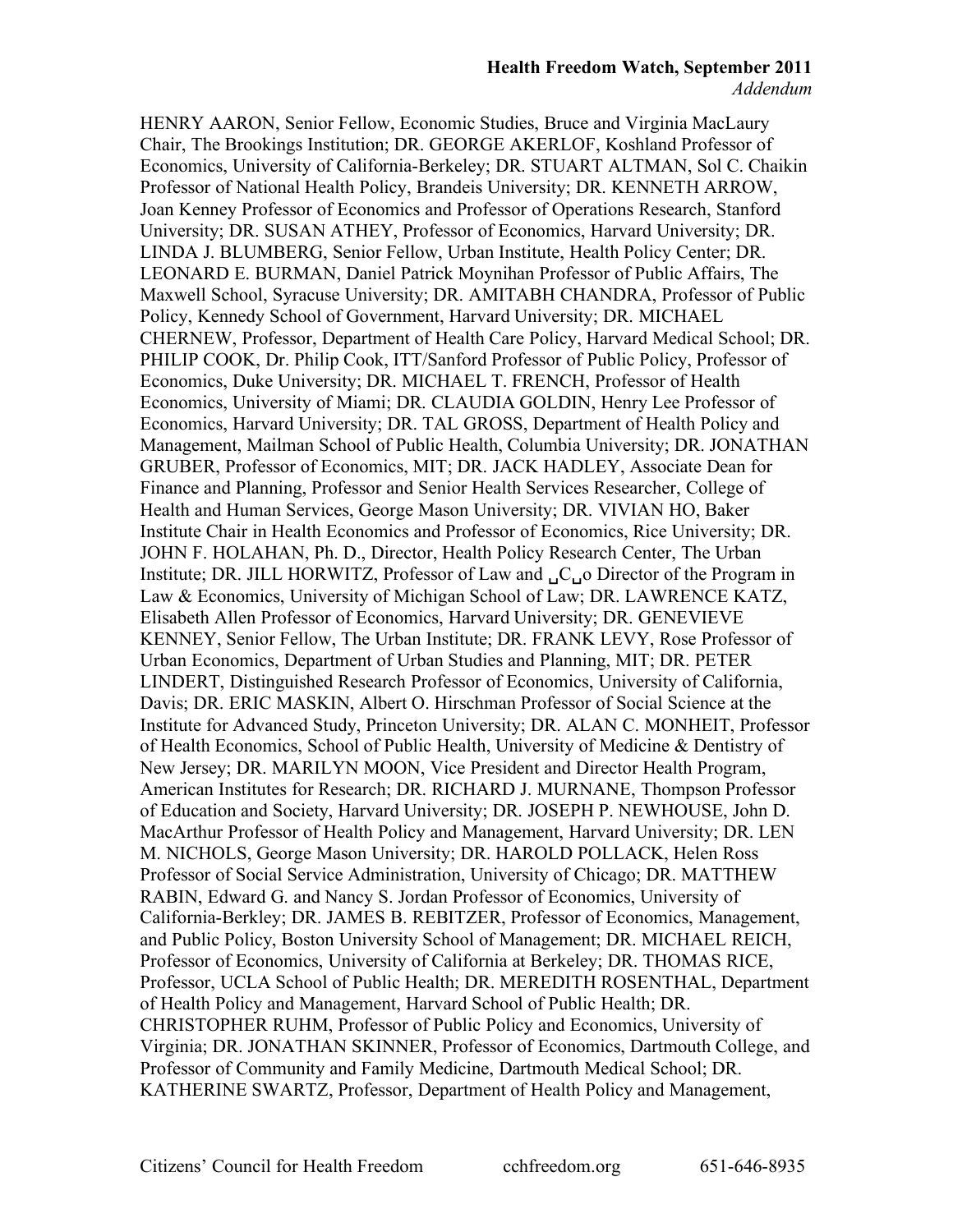HENRY AARON, Senior Fellow, Economic Studies, Bruce and Virginia MacLaury Chair, The Brookings Institution; DR. GEORGE AKERLOF, Koshland Professor of Economics, University of California-Berkeley; DR. STUART ALTMAN, Sol C. Chaikin Professor of National Health Policy, Brandeis University; DR. KENNETH ARROW, Joan Kenney Professor of Economics and Professor of Operations Research, Stanford University; DR. SUSAN ATHEY, Professor of Economics, Harvard University; DR. LINDA J. BLUMBERG, Senior Fellow, Urban Institute, Health Policy Center; DR. LEONARD E. BURMAN, Daniel Patrick Moynihan Professor of Public Affairs, The Maxwell School, Syracuse University; DR. AMITABH CHANDRA, Professor of Public Policy, Kennedy School of Government, Harvard University; DR. MICHAEL CHERNEW, Professor, Department of Health Care Policy, Harvard Medical School; DR. PHILIP COOK, Dr. Philip Cook, ITT/Sanford Professor of Public Policy, Professor of Economics, Duke University; DR. MICHAEL T. FRENCH, Professor of Health Economics, University of Miami; DR. CLAUDIA GOLDIN, Henry Lee Professor of Economics, Harvard University; DR. TAL GROSS, Department of Health Policy and Management, Mailman School of Public Health, Columbia University; DR. JONATHAN GRUBER, Professor of Economics, MIT; DR. JACK HADLEY, Associate Dean for Finance and Planning, Professor and Senior Health Services Researcher, College of Health and Human Services, George Mason University; DR. VIVIAN HO, Baker Institute Chair in Health Economics and Professor of Economics, Rice University; DR. JOHN F. HOLAHAN, Ph. D., Director, Health Policy Research Center, The Urban Institute; DR. JILL HORWITZ, Professor of Law and ␣C␣o Director of the Program in Law & Economics, University of Michigan School of Law; DR. LAWRENCE KATZ, Elisabeth Allen Professor of Economics, Harvard University; DR. GENEVIEVE KENNEY, Senior Fellow, The Urban Institute; DR. FRANK LEVY, Rose Professor of Urban Economics, Department of Urban Studies and Planning, MIT; DR. PETER LINDERT, Distinguished Research Professor of Economics, University of California, Davis; DR. ERIC MASKIN, Albert O. Hirschman Professor of Social Science at the Institute for Advanced Study, Princeton University; DR. ALAN C. MONHEIT, Professor of Health Economics, School of Public Health, University of Medicine & Dentistry of New Jersey; DR. MARILYN MOON, Vice President and Director Health Program, American Institutes for Research; DR. RICHARD J. MURNANE, Thompson Professor of Education and Society, Harvard University; DR. JOSEPH P. NEWHOUSE, John D. MacArthur Professor of Health Policy and Management, Harvard University; DR. LEN M. NICHOLS, George Mason University; DR. HAROLD POLLACK, Helen Ross Professor of Social Service Administration, University of Chicago; DR. MATTHEW RABIN, Edward G. and Nancy S. Jordan Professor of Economics, University of California-Berkley; DR. JAMES B. REBITZER, Professor of Economics, Management, and Public Policy, Boston University School of Management; DR. MICHAEL REICH, Professor of Economics, University of California at Berkeley; DR. THOMAS RICE, Professor, UCLA School of Public Health; DR. MEREDITH ROSENTHAL, Department of Health Policy and Management, Harvard School of Public Health; DR. CHRISTOPHER RUHM, Professor of Public Policy and Economics, University of Virginia; DR. JONATHAN SKINNER, Professor of Economics, Dartmouth College, and Professor of Community and Family Medicine, Dartmouth Medical School; DR. KATHERINE SWARTZ, Professor, Department of Health Policy and Management,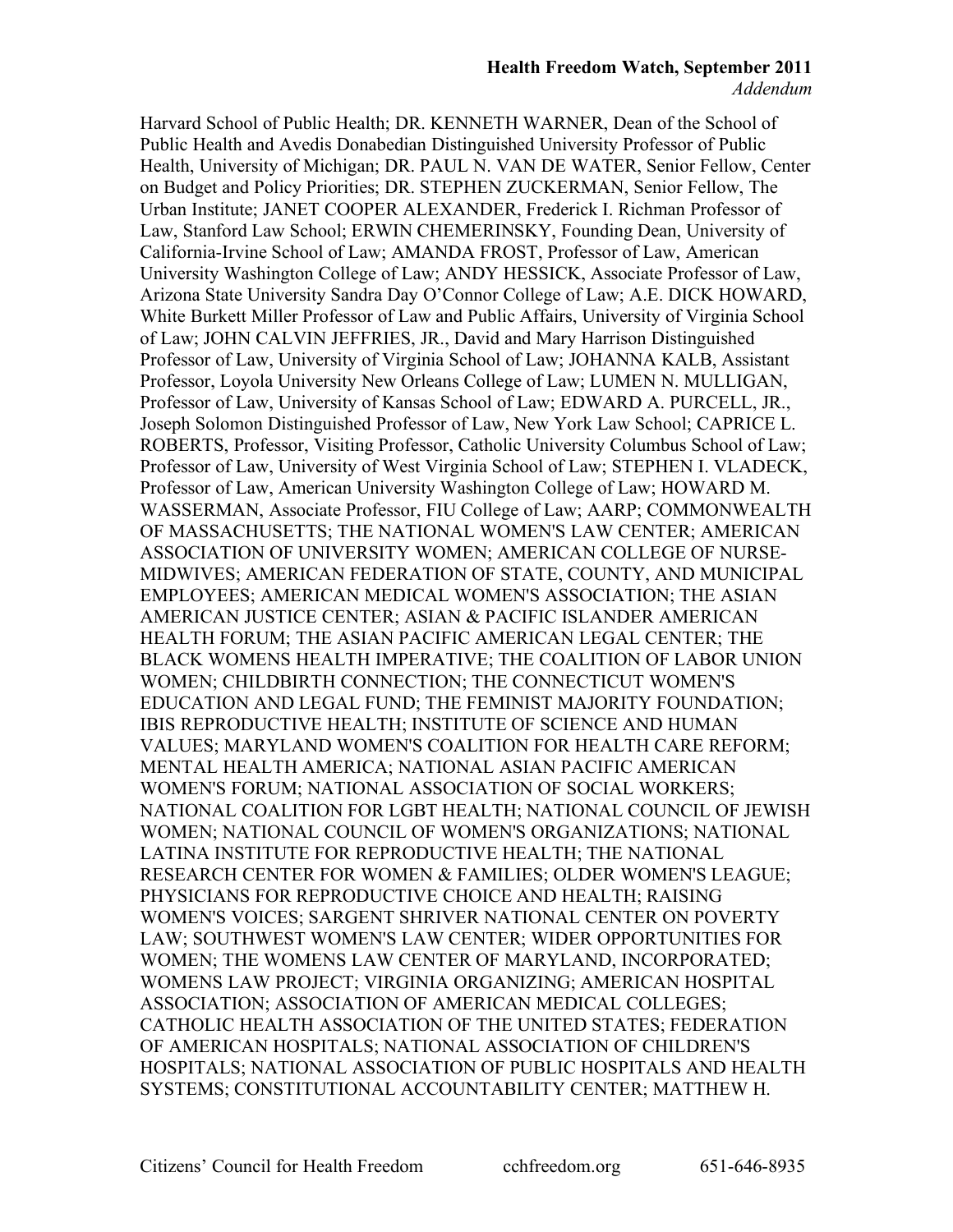Harvard School of Public Health; DR. KENNETH WARNER, Dean of the School of Public Health and Avedis Donabedian Distinguished University Professor of Public Health, University of Michigan; DR. PAUL N. VAN DE WATER, Senior Fellow, Center on Budget and Policy Priorities; DR. STEPHEN ZUCKERMAN, Senior Fellow, The Urban Institute; JANET COOPER ALEXANDER, Frederick I. Richman Professor of Law, Stanford Law School; ERWIN CHEMERINSKY, Founding Dean, University of California-Irvine School of Law; AMANDA FROST, Professor of Law, American University Washington College of Law; ANDY HESSICK, Associate Professor of Law, Arizona State University Sandra Day O'Connor College of Law; A.E. DICK HOWARD, White Burkett Miller Professor of Law and Public Affairs, University of Virginia School of Law; JOHN CALVIN JEFFRIES, JR., David and Mary Harrison Distinguished Professor of Law, University of Virginia School of Law; JOHANNA KALB, Assistant Professor, Loyola University New Orleans College of Law; LUMEN N. MULLIGAN, Professor of Law, University of Kansas School of Law; EDWARD A. PURCELL, JR., Joseph Solomon Distinguished Professor of Law, New York Law School; CAPRICE L. ROBERTS, Professor, Visiting Professor, Catholic University Columbus School of Law; Professor of Law, University of West Virginia School of Law; STEPHEN I. VLADECK, Professor of Law, American University Washington College of Law; HOWARD M. WASSERMAN, Associate Professor, FIU College of Law; AARP; COMMONWEALTH OF MASSACHUSETTS; THE NATIONAL WOMEN'S LAW CENTER; AMERICAN ASSOCIATION OF UNIVERSITY WOMEN; AMERICAN COLLEGE OF NURSE-MIDWIVES; AMERICAN FEDERATION OF STATE, COUNTY, AND MUNICIPAL EMPLOYEES; AMERICAN MEDICAL WOMEN'S ASSOCIATION; THE ASIAN AMERICAN JUSTICE CENTER; ASIAN & PACIFIC ISLANDER AMERICAN HEALTH FORUM; THE ASIAN PACIFIC AMERICAN LEGAL CENTER; THE BLACK WOMENS HEALTH IMPERATIVE; THE COALITION OF LABOR UNION WOMEN; CHILDBIRTH CONNECTION; THE CONNECTICUT WOMEN'S EDUCATION AND LEGAL FUND; THE FEMINIST MAJORITY FOUNDATION; IBIS REPRODUCTIVE HEALTH; INSTITUTE OF SCIENCE AND HUMAN VALUES; MARYLAND WOMEN'S COALITION FOR HEALTH CARE REFORM; MENTAL HEALTH AMERICA; NATIONAL ASIAN PACIFIC AMERICAN WOMEN'S FORUM; NATIONAL ASSOCIATION OF SOCIAL WORKERS; NATIONAL COALITION FOR LGBT HEALTH; NATIONAL COUNCIL OF JEWISH WOMEN; NATIONAL COUNCIL OF WOMEN'S ORGANIZATIONS; NATIONAL LATINA INSTITUTE FOR REPRODUCTIVE HEALTH; THE NATIONAL RESEARCH CENTER FOR WOMEN & FAMILIES; OLDER WOMEN'S LEAGUE; PHYSICIANS FOR REPRODUCTIVE CHOICE AND HEALTH; RAISING WOMEN'S VOICES; SARGENT SHRIVER NATIONAL CENTER ON POVERTY LAW; SOUTHWEST WOMEN'S LAW CENTER; WIDER OPPORTUNITIES FOR WOMEN; THE WOMENS LAW CENTER OF MARYLAND, INCORPORATED; WOMENS LAW PROJECT; VIRGINIA ORGANIZING; AMERICAN HOSPITAL ASSOCIATION; ASSOCIATION OF AMERICAN MEDICAL COLLEGES; CATHOLIC HEALTH ASSOCIATION OF THE UNITED STATES; FEDERATION OF AMERICAN HOSPITALS; NATIONAL ASSOCIATION OF CHILDREN'S HOSPITALS; NATIONAL ASSOCIATION OF PUBLIC HOSPITALS AND HEALTH SYSTEMS; CONSTITUTIONAL ACCOUNTABILITY CENTER; MATTHEW H.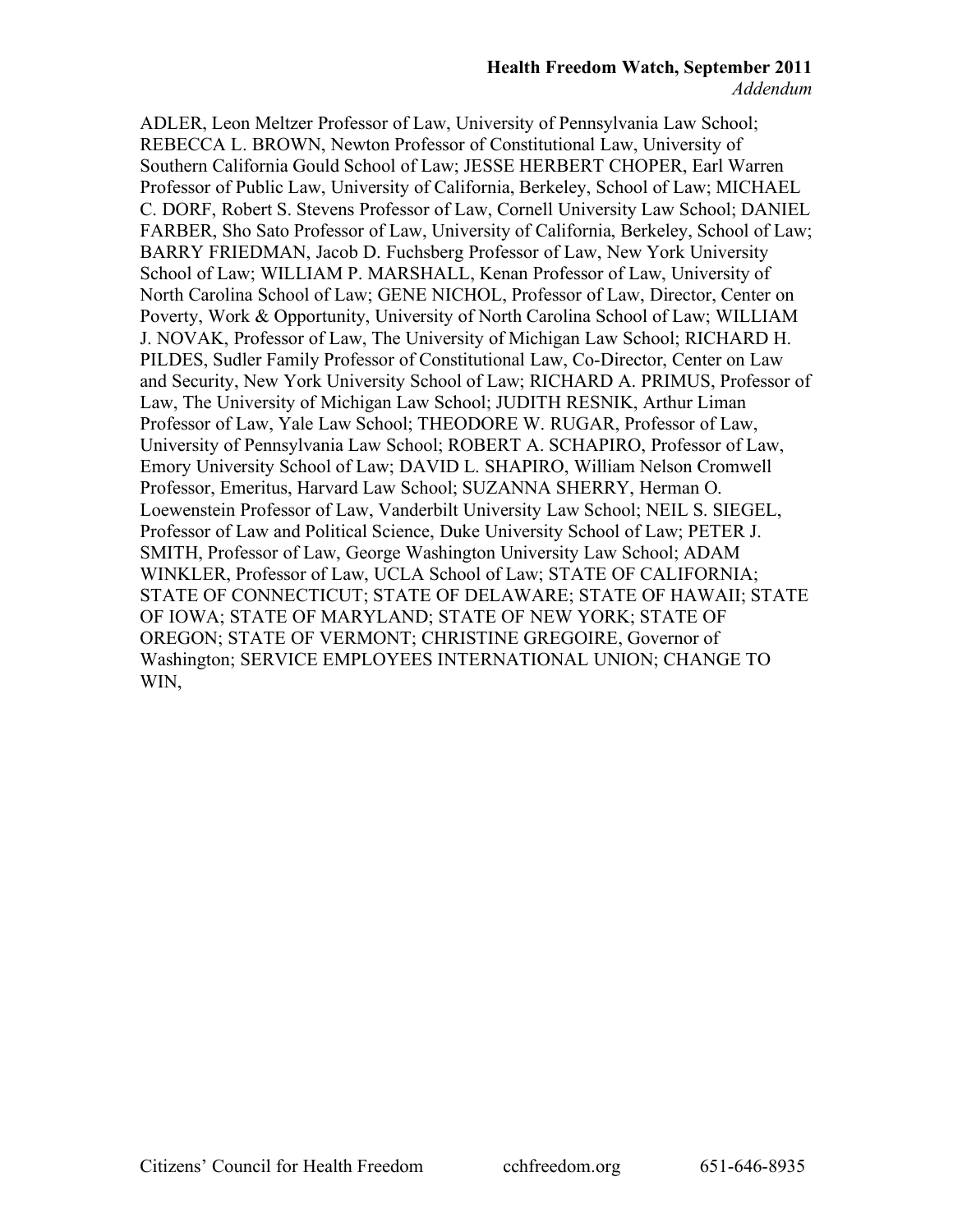ADLER, Leon Meltzer Professor of Law, University of Pennsylvania Law School; REBECCA L. BROWN, Newton Professor of Constitutional Law, University of Southern California Gould School of Law; JESSE HERBERT CHOPER, Earl Warren Professor of Public Law, University of California, Berkeley, School of Law; MICHAEL C. DORF, Robert S. Stevens Professor of Law, Cornell University Law School; DANIEL FARBER, Sho Sato Professor of Law, University of California, Berkeley, School of Law; BARRY FRIEDMAN, Jacob D. Fuchsberg Professor of Law, New York University School of Law; WILLIAM P. MARSHALL, Kenan Professor of Law, University of North Carolina School of Law; GENE NICHOL, Professor of Law, Director, Center on Poverty, Work & Opportunity, University of North Carolina School of Law; WILLIAM J. NOVAK, Professor of Law, The University of Michigan Law School; RICHARD H. PILDES, Sudler Family Professor of Constitutional Law, Co-Director, Center on Law and Security, New York University School of Law; RICHARD A. PRIMUS, Professor of Law, The University of Michigan Law School; JUDITH RESNIK, Arthur Liman Professor of Law, Yale Law School; THEODORE W. RUGAR, Professor of Law, University of Pennsylvania Law School; ROBERT A. SCHAPIRO, Professor of Law, Emory University School of Law; DAVID L. SHAPIRO, William Nelson Cromwell Professor, Emeritus, Harvard Law School; SUZANNA SHERRY, Herman O. Loewenstein Professor of Law, Vanderbilt University Law School; NEIL S. SIEGEL, Professor of Law and Political Science, Duke University School of Law; PETER J. SMITH, Professor of Law, George Washington University Law School; ADAM WINKLER, Professor of Law, UCLA School of Law; STATE OF CALIFORNIA; STATE OF CONNECTICUT; STATE OF DELAWARE; STATE OF HAWAII; STATE OF IOWA; STATE OF MARYLAND; STATE OF NEW YORK; STATE OF OREGON; STATE OF VERMONT; CHRISTINE GREGOIRE, Governor of Washington; SERVICE EMPLOYEES INTERNATIONAL UNION; CHANGE TO WIN,